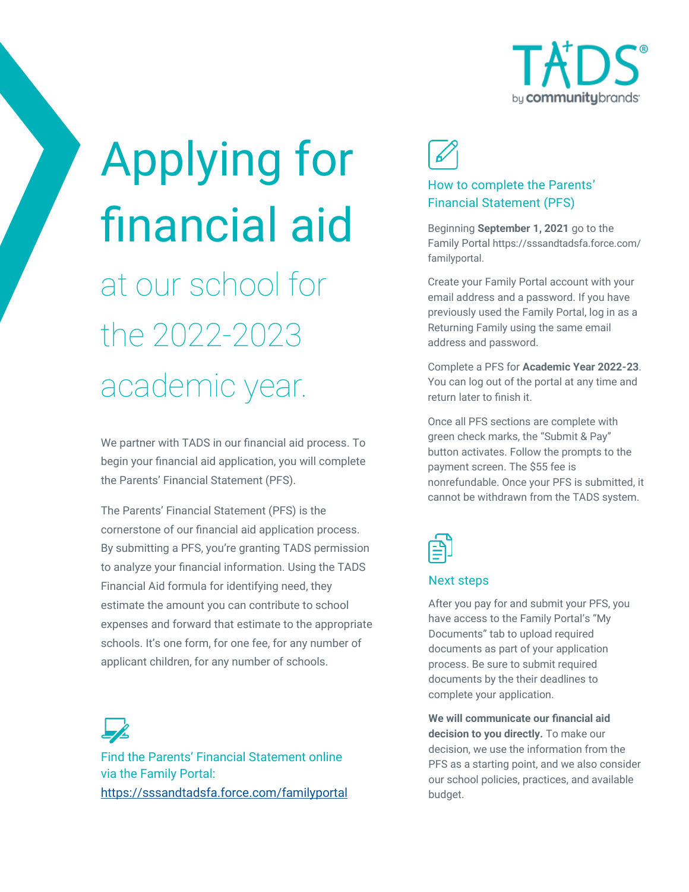TADS by communitybrands

# Applying for financial aid

## at our school for the 2022-2023 academic year.

We partner with TADS in our financial aid process. To begin your financial aid application, you will complete the Parents' Financial Statement (PFS).

The Parents' Financial Statement (PFS) is the cornerstone of our financial aid application process. By submitting a PFS, you're granting TADS permission to analyze your financial information. Using the TADS Financial Aid formula for identifying need, they estimate the amount you can contribute to school expenses and forward that estimate to the appropriate schools. It's one form, for one fee, for any number of applicant children, for any number of schools.

### Find the Parents' Financial Statement online via the Family Portal:

https://sssandtadsfa.force.com/familyportal

### How to complete the Parents' Financial Statement (PFS)

Beginning **September 1, 2021** go to the Family Portal https://sssandtadsfa.force.com/familyportal.

Create your Family Portal account with your email address and a password. If you have previously used the Family Portal, log in as a Returning Family using the same email address and password.

Complete a PFS for **Academic Year 2022-23**. You can log out of the portal at any time and return later to finish it.

Once all PFS sections are complete with green check marks, the "Submit & Pay" button activates. Follow the prompts to the payment screen. The $55 fee is nonrefundable. Once your PFS is submitted, it cannot be withdrawn from the TADS system.

### Next steps

After you pay for and submit your PFS, you have access to the Family Portal's "My Documents" tab to upload required documents as part of your application process. Be sure to submit required documents by the their deadlines to complete your application.

**We will communicate our financial aid decision to you directly.** To make our decision, we use the information from the PFS as a starting point, and we also consider our school policies, practices, and available budget.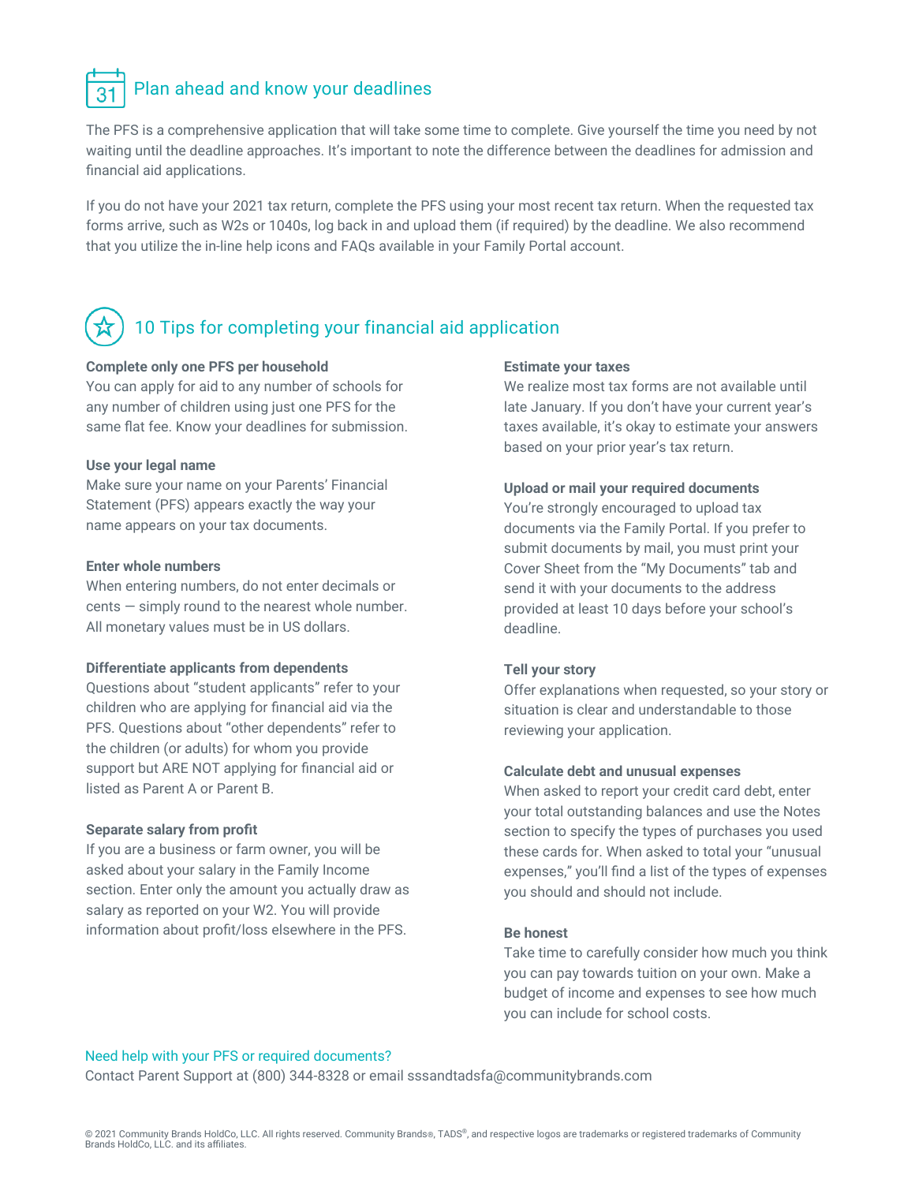## Plan ahead and know your deadlines

The PFS is a comprehensive application that will take some time to complete. Give yourself the time you need by not waiting until the deadline approaches. It's important to note the difference between the deadlines for admission and financial aid applications.

If you do not have your 2021 tax return, complete the PFS using your most recent tax return. When the requested tax forms arrive, such as W2s or 1040s, log back in and upload them (if required) by the deadline. We also recommend that you utilize the in-line help icons and FAQs available in your Family Portal account.

## 10 Tips for completing your financial aid application

**Complete only one PFS per household**
You can apply for aid to any number of schools for any number of children using just one PFS for the same flat fee. Know your deadlines for submission.

**Use your legal name**
Make sure your name on your Parents' Financial Statement (PFS) appears exactly the way your name appears on your tax documents.

**Enter whole numbers**
When entering numbers, do not enter decimals or cents — simply round to the nearest whole number. All monetary values must be in US dollars.

**Differentiate applicants from dependents**
Questions about "student applicants" refer to your children who are applying for financial aid via the PFS. Questions about "other dependents" refer to the children (or adults) for whom you provide support but ARE NOT applying for financial aid or listed as Parent A or Parent B.

**Separate salary from profit**
If you are a business or farm owner, you will be asked about your salary in the Family Income section. Enter only the amount you actually draw as salary as reported on your W2. You will provide information about profit/loss elsewhere in the PFS.

**Estimate your taxes**
We realize most tax forms are not available until late January. If you don't have your current year's taxes available, it's okay to estimate your answers based on your prior year's tax return.

**Upload or mail your required documents**
You're strongly encouraged to upload tax documents via the Family Portal. If you prefer to submit documents by mail, you must print your Cover Sheet from the "My Documents" tab and send it with your documents to the address provided at least 10 days before your school's deadline.

**Tell your story**
Offer explanations when requested, so your story or situation is clear and understandable to those reviewing your application.

**Calculate debt and unusual expenses**
When asked to report your credit card debt, enter your total outstanding balances and use the Notes section to specify the types of purchases you used these cards for. When asked to total your "unusual expenses," you'll find a list of the types of expenses you should and should not include.

**Be honest**
Take time to carefully consider how much you think you can pay towards tuition on your own. Make a budget of income and expenses to see how much you can include for school costs.

Need help with your PFS or required documents?
Contact Parent Support at (800) 344-8328 or email sssandtadsfa@communitybrands.com

© 2021 Community Brands HoldCo, LLC. All rights reserved. Community Brands®, TADS®, and respective logos are trademarks or registered trademarks of Community Brands HoldCo, LLC. and its affiliates.